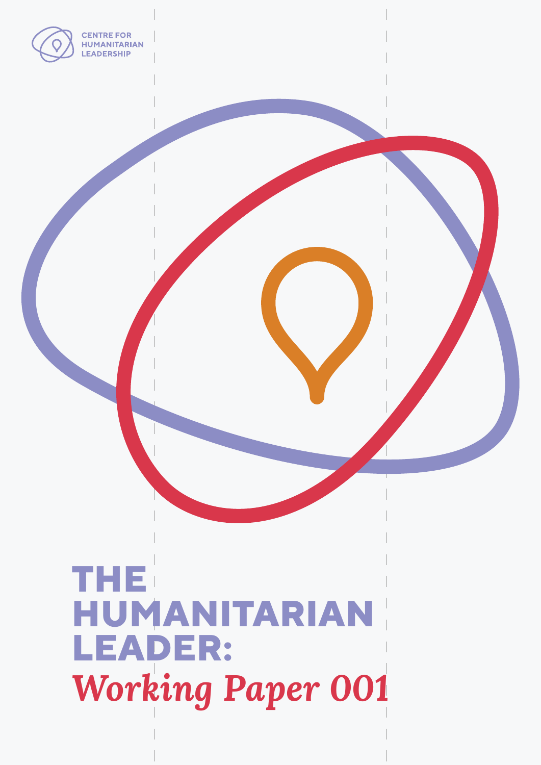CENTRE FOR HUMANITARIAN LEADERSHIP

# THE HUMANITARIAN LEADER: *Working Paper 001*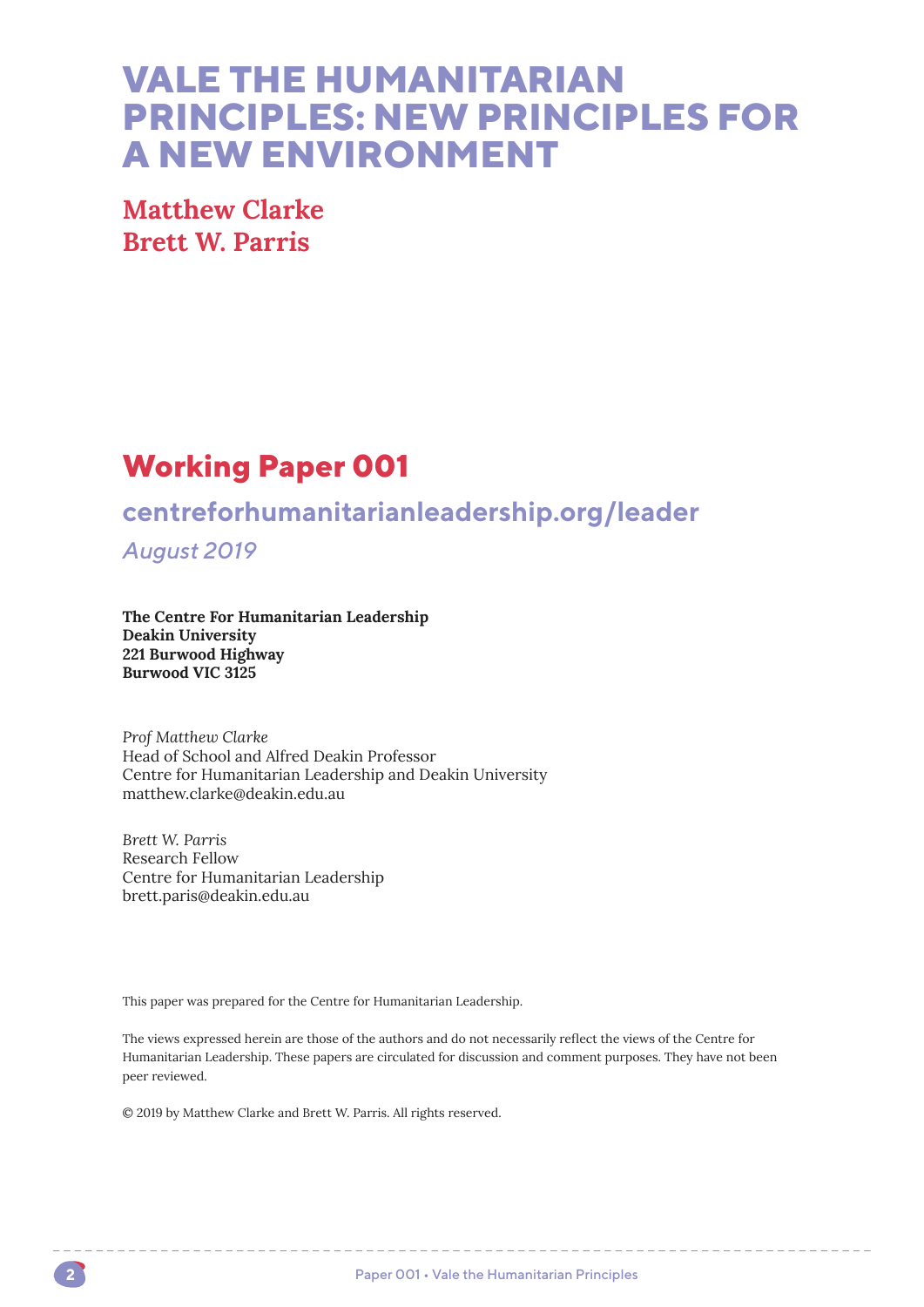# VALE THE HUMANITARIAN PRINCIPLES: NEW PRINCIPLES FOR A NEW ENVIRONMENT

**Matthew Clarke**
**Brett W. Parris**

## Working Paper 001

### centreforhumanitarianleadership.org/leader

*August 2019*

**The Centre For Humanitarian Leadership**
**Deakin University**
**221 Burwood Highway**
**Burwood VIC 3125**

*Prof Matthew Clarke*
Head of School and Alfred Deakin Professor
Centre for Humanitarian Leadership and Deakin University
matthew.clarke@deakin.edu.au

*Brett W. Parris*
Research Fellow
Centre for Humanitarian Leadership
brett.paris@deakin.edu.au

This paper was prepared for the Centre for Humanitarian Leadership.

The views expressed herein are those of the authors and do not necessarily reflect the views of the Centre for Humanitarian Leadership. These papers are circulated for discussion and comment purposes. They have not been peer reviewed.

© 2019 by Matthew Clarke and Brett W. Parris. All rights reserved.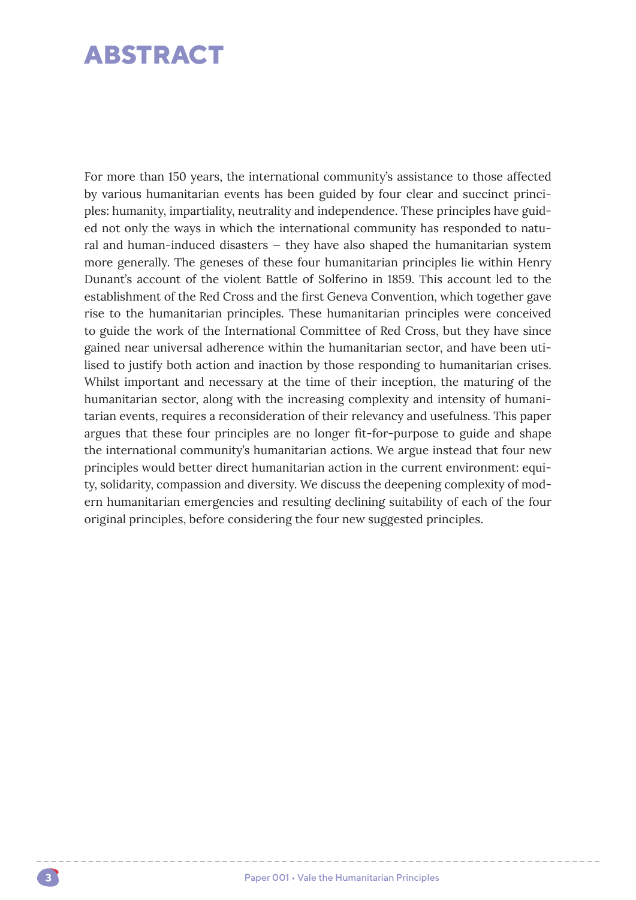# ABSTRACT

For more than 150 years, the international community's assistance to those affected by various humanitarian events has been guided by four clear and succinct principles: humanity, impartiality, neutrality and independence. These principles have guided not only the ways in which the international community has responded to natural and human-induced disasters – they have also shaped the humanitarian system more generally. The geneses of these four humanitarian principles lie within Henry Dunant's account of the violent Battle of Solferino in 1859. This account led to the establishment of the Red Cross and the first Geneva Convention, which together gave rise to the humanitarian principles. These humanitarian principles were conceived to guide the work of the International Committee of Red Cross, but they have since gained near universal adherence within the humanitarian sector, and have been utilised to justify both action and inaction by those responding to humanitarian crises. Whilst important and necessary at the time of their inception, the maturing of the humanitarian sector, along with the increasing complexity and intensity of humanitarian events, requires a reconsideration of their relevancy and usefulness. This paper argues that these four principles are no longer fit-for-purpose to guide and shape the international community's humanitarian actions. We argue instead that four new principles would better direct humanitarian action in the current environment: equity, solidarity, compassion and diversity. We discuss the deepening complexity of modern humanitarian emergencies and resulting declining suitability of each of the four original principles, before considering the four new suggested principles.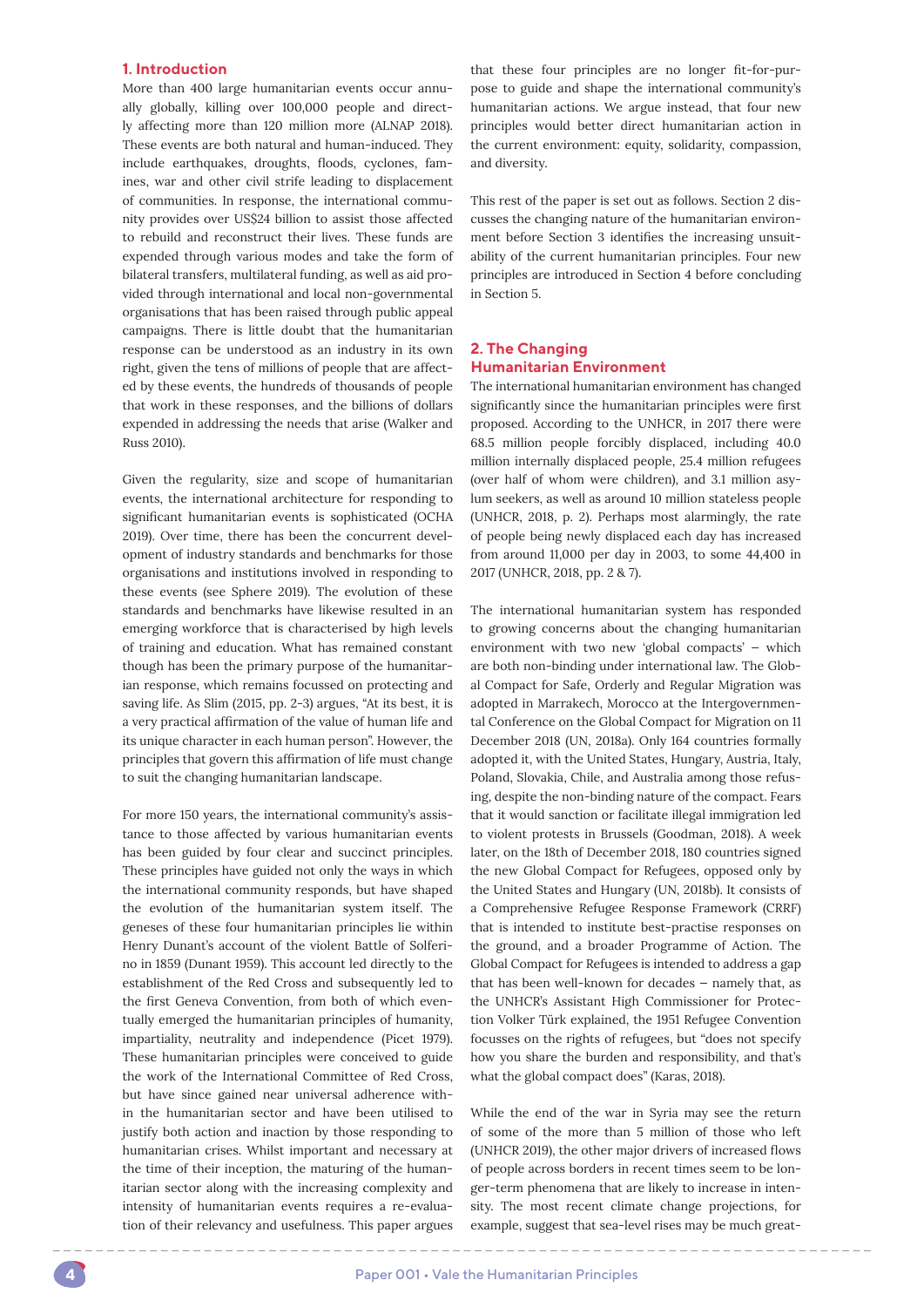## 1. Introduction

More than 400 large humanitarian events occur annually globally, killing over 100,000 people and directly affecting more than 120 million more (ALNAP 2018). These events are both natural and human-induced. They include earthquakes, droughts, floods, cyclones, famines, war and other civil strife leading to displacement of communities. In response, the international community provides over US$24 billion to assist those affected to rebuild and reconstruct their lives. These funds are expended through various modes and take the form of bilateral transfers, multilateral funding, as well as aid provided through international and local non-governmental organisations that has been raised through public appeal campaigns. There is little doubt that the humanitarian response can be understood as an industry in its own right, given the tens of millions of people that are affected by these events, the hundreds of thousands of people that work in these responses, and the billions of dollars expended in addressing the needs that arise (Walker and Russ 2010).

Given the regularity, size and scope of humanitarian events, the international architecture for responding to significant humanitarian events is sophisticated (OCHA 2019). Over time, there has been the concurrent development of industry standards and benchmarks for those organisations and institutions involved in responding to these events (see Sphere 2019). The evolution of these standards and benchmarks have likewise resulted in an emerging workforce that is characterised by high levels of training and education. What has remained constant though has been the primary purpose of the humanitarian response, which remains focussed on protecting and saving life. As Slim (2015, pp. 2-3) argues, "At its best, it is a very practical affirmation of the value of human life and its unique character in each human person". However, the principles that govern this affirmation of life must change to suit the changing humanitarian landscape.

For more 150 years, the international community's assistance to those affected by various humanitarian events has been guided by four clear and succinct principles. These principles have guided not only the ways in which the international community responds, but have shaped the evolution of the humanitarian system itself. The geneses of these four humanitarian principles lie within Henry Dunant's account of the violent Battle of Solferino in 1859 (Dunant 1959). This account led directly to the establishment of the Red Cross and subsequently led to the first Geneva Convention, from both of which eventually emerged the humanitarian principles of humanity, impartiality, neutrality and independence (Picet 1979). These humanitarian principles were conceived to guide the work of the International Committee of Red Cross, but have since gained near universal adherence within the humanitarian sector and have been utilised to justify both action and inaction by those responding to humanitarian crises. Whilst important and necessary at the time of their inception, the maturing of the humanitarian sector along with the increasing complexity and intensity of humanitarian events requires a re-evaluation of their relevancy and usefulness. This paper argues that these four principles are no longer fit-for-purpose to guide and shape the international community's humanitarian actions. We argue instead, that four new principles would better direct humanitarian action in the current environment: equity, solidarity, compassion, and diversity.

This rest of the paper is set out as follows. Section 2 discusses the changing nature of the humanitarian environment before Section 3 identifies the increasing unsuitability of the current humanitarian principles. Four new principles are introduced in Section 4 before concluding in Section 5.

## 2. The Changing Humanitarian Environment

The international humanitarian environment has changed significantly since the humanitarian principles were first proposed. According to the UNHCR, in 2017 there were 68.5 million people forcibly displaced, including 40.0 million internally displaced people, 25.4 million refugees (over half of whom were children), and 3.1 million asylum seekers, as well as around 10 million stateless people (UNHCR, 2018, p. 2). Perhaps most alarmingly, the rate of people being newly displaced each day has increased from around 11,000 per day in 2003, to some 44,400 in 2017 (UNHCR, 2018, pp. 2 & 7).

The international humanitarian system has responded to growing concerns about the changing humanitarian environment with two new 'global compacts' – which are both non-binding under international law. The Global Compact for Safe, Orderly and Regular Migration was adopted in Marrakech, Morocco at the Intergovernmental Conference on the Global Compact for Migration on 11 December 2018 (UN, 2018a). Only 164 countries formally adopted it, with the United States, Hungary, Austria, Italy, Poland, Slovakia, Chile, and Australia among those refusing, despite the non-binding nature of the compact. Fears that it would sanction or facilitate illegal immigration led to violent protests in Brussels (Goodman, 2018). A week later, on the 18th of December 2018, 180 countries signed the new Global Compact for Refugees, opposed only by the United States and Hungary (UN, 2018b). It consists of a Comprehensive Refugee Response Framework (CRRF) that is intended to institute best-practise responses on the ground, and a broader Programme of Action. The Global Compact for Refugees is intended to address a gap that has been well-known for decades – namely that, as the UNHCR's Assistant High Commissioner for Protection Volker Türk explained, the 1951 Refugee Convention focusses on the rights of refugees, but "does not specify how you share the burden and responsibility, and that's what the global compact does" (Karas, 2018).

While the end of the war in Syria may see the return of some of the more than 5 million of those who left (UNHCR 2019), the other major drivers of increased flows of people across borders in recent times seem to be longer-term phenomena that are likely to increase in intensity. The most recent climate change projections, for example, suggest that sea-level rises may be much great-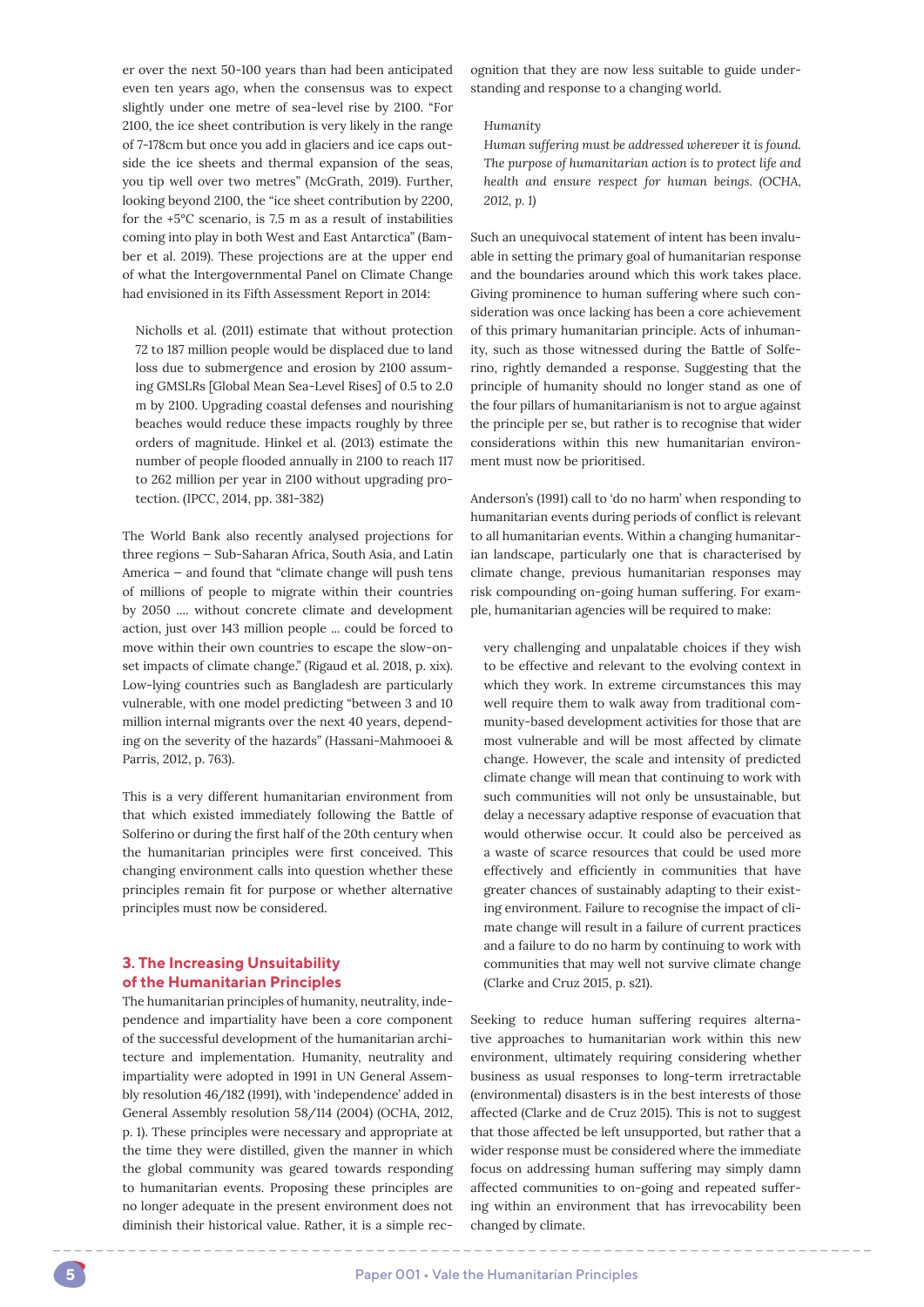er over the next 50-100 years than had been anticipated even ten years ago, when the consensus was to expect slightly under one metre of sea-level rise by 2100. "For 2100, the ice sheet contribution is very likely in the range of 7-178cm but once you add in glaciers and ice caps outside the ice sheets and thermal expansion of the seas, you tip well over two metres" (McGrath, 2019). Further, looking beyond 2100, the "ice sheet contribution by 2200, for the +5°C scenario, is 7.5 m as a result of instabilities coming into play in both West and East Antarctica" (Bamber et al. 2019). These projections are at the upper end of what the Intergovernmental Panel on Climate Change had envisioned in its Fifth Assessment Report in 2014:

> Nicholls et al. (2011) estimate that without protection 72 to 187 million people would be displaced due to land loss due to submergence and erosion by 2100 assuming GMSLRs [Global Mean Sea-Level Rises] of 0.5 to 2.0 m by 2100. Upgrading coastal defenses and nourishing beaches would reduce these impacts roughly by three orders of magnitude. Hinkel et al. (2013) estimate the number of people flooded annually in 2100 to reach 117 to 262 million per year in 2100 without upgrading protection. (IPCC, 2014, pp. 381-382)

The World Bank also recently analysed projections for three regions – Sub-Saharan Africa, South Asia, and Latin America – and found that "climate change will push tens of millions of people to migrate within their countries by 2050 .... without concrete climate and development action, just over 143 million people ... could be forced to move within their own countries to escape the slow-onset impacts of climate change." (Rigaud et al. 2018, p. xix). Low-lying countries such as Bangladesh are particularly vulnerable, with one model predicting "between 3 and 10 million internal migrants over the next 40 years, depending on the severity of the hazards" (Hassani-Mahmooei & Parris, 2012, p. 763).

This is a very different humanitarian environment from that which existed immediately following the Battle of Solferino or during the first half of the 20th century when the humanitarian principles were first conceived. This changing environment calls into question whether these principles remain fit for purpose or whether alternative principles must now be considered.

## 3. The Increasing Unsuitability of the Humanitarian Principles

The humanitarian principles of humanity, neutrality, independence and impartiality have been a core component of the successful development of the humanitarian architecture and implementation. Humanity, neutrality and impartiality were adopted in 1991 in UN General Assembly resolution 46/182 (1991), with 'independence' added in General Assembly resolution 58/114 (2004) (OCHA, 2012, p. 1). These principles were necessary and appropriate at the time they were distilled, given the manner in which the global community was geared towards responding to humanitarian events. Proposing these principles are no longer adequate in the present environment does not diminish their historical value. Rather, it is a simple recognition that they are now less suitable to guide understanding and response to a changing world.

> *Humanity*
> *Human suffering must be addressed wherever it is found. The purpose of humanitarian action is to protect life and health and ensure respect for human beings. (OCHA, 2012, p. 1)*

Such an unequivocal statement of intent has been invaluable in setting the primary goal of humanitarian response and the boundaries around which this work takes place. Giving prominence to human suffering where such consideration was once lacking has been a core achievement of this primary humanitarian principle. Acts of inhumanity, such as those witnessed during the Battle of Solferino, rightly demanded a response. Suggesting that the principle of humanity should no longer stand as one of the four pillars of humanitarianism is not to argue against the principle per se, but rather is to recognise that wider considerations within this new humanitarian environment must now be prioritised.

Anderson's (1991) call to 'do no harm' when responding to humanitarian events during periods of conflict is relevant to all humanitarian events. Within a changing humanitarian landscape, particularly one that is characterised by climate change, previous humanitarian responses may risk compounding on-going human suffering. For example, humanitarian agencies will be required to make:

> very challenging and unpalatable choices if they wish to be effective and relevant to the evolving context in which they work. In extreme circumstances this may well require them to walk away from traditional community-based development activities for those that are most vulnerable and will be most affected by climate change. However, the scale and intensity of predicted climate change will mean that continuing to work with such communities will not only be unsustainable, but delay a necessary adaptive response of evacuation that would otherwise occur. It could also be perceived as a waste of scarce resources that could be used more effectively and efficiently in communities that have greater chances of sustainably adapting to their existing environment. Failure to recognise the impact of climate change will result in a failure of current practices and a failure to do no harm by continuing to work with communities that may well not survive climate change (Clarke and Cruz 2015, p. s21).

Seeking to reduce human suffering requires alternative approaches to humanitarian work within this new environment, ultimately requiring considering whether business as usual responses to long-term irretractable (environmental) disasters is in the best interests of those affected (Clarke and de Cruz 2015). This is not to suggest that those affected be left unsupported, but rather that a wider response must be considered where the immediate focus on addressing human suffering may simply damn affected communities to on-going and repeated suffering within an environment that has irrevocability been changed by climate.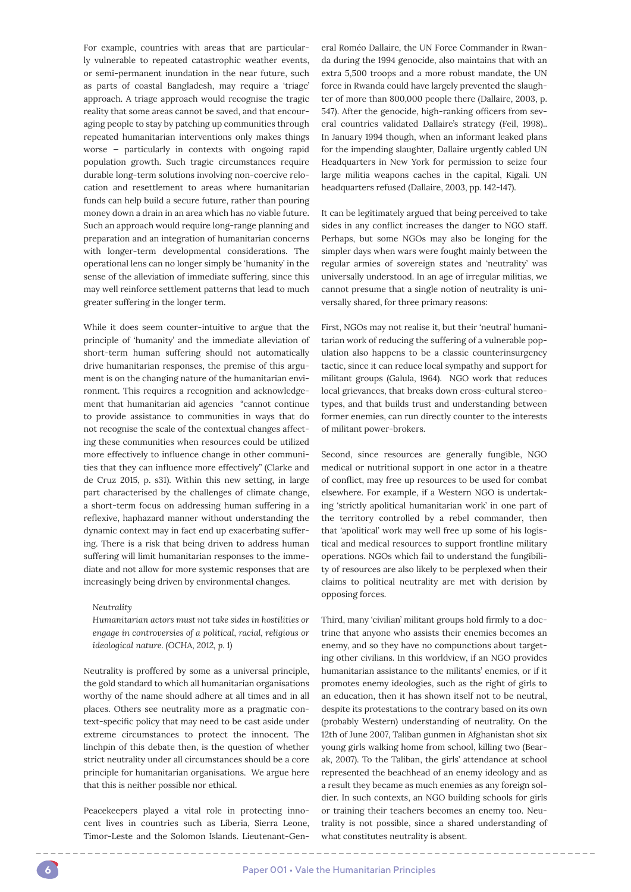For example, countries with areas that are particularly vulnerable to repeated catastrophic weather events, or semi-permanent inundation in the near future, such as parts of coastal Bangladesh, may require a 'triage' approach. A triage approach would recognise the tragic reality that some areas cannot be saved, and that encouraging people to stay by patching up communities through repeated humanitarian interventions only makes things worse – particularly in contexts with ongoing rapid population growth. Such tragic circumstances require durable long-term solutions involving non-coercive relocation and resettlement to areas where humanitarian funds can help build a secure future, rather than pouring money down a drain in an area which has no viable future. Such an approach would require long-range planning and preparation and an integration of humanitarian concerns with longer-term developmental considerations. The operational lens can no longer simply be 'humanity' in the sense of the alleviation of immediate suffering, since this may well reinforce settlement patterns that lead to much greater suffering in the longer term.

While it does seem counter-intuitive to argue that the principle of 'humanity' and the immediate alleviation of short-term human suffering should not automatically drive humanitarian responses, the premise of this argument is on the changing nature of the humanitarian environment. This requires a recognition and acknowledgement that humanitarian aid agencies "cannot continue to provide assistance to communities in ways that do not recognise the scale of the contextual changes affecting these communities when resources could be utilized more effectively to influence change in other communities that they can influence more effectively" (Clarke and de Cruz 2015, p. s31). Within this new setting, in large part characterised by the challenges of climate change, a short-term focus on addressing human suffering in a reflexive, haphazard manner without understanding the dynamic context may in fact end up exacerbating suffering. There is a risk that being driven to address human suffering will limit humanitarian responses to the immediate and not allow for more systemic responses that are increasingly being driven by environmental changes.

*Neutrality*

*Humanitarian actors must not take sides in hostilities or engage in controversies of a political, racial, religious or ideological nature. (OCHA, 2012, p. 1)*

Neutrality is proffered by some as a universal principle, the gold standard to which all humanitarian organisations worthy of the name should adhere at all times and in all places. Others see neutrality more as a pragmatic context-specific policy that may need to be cast aside under extreme circumstances to protect the innocent. The linchpin of this debate then, is the question of whether strict neutrality under all circumstances should be a core principle for humanitarian organisations. We argue here that this is neither possible nor ethical.

Peacekeepers played a vital role in protecting innocent lives in countries such as Liberia, Sierra Leone, Timor-Leste and the Solomon Islands. Lieutenant-General Roméo Dallaire, the UN Force Commander in Rwanda during the 1994 genocide, also maintains that with an extra 5,500 troops and a more robust mandate, the UN force in Rwanda could have largely prevented the slaughter of more than 800,000 people there (Dallaire, 2003, p. 547). After the genocide, high-ranking officers from several countries validated Dallaire's strategy (Feil, 1998).. In January 1994 though, when an informant leaked plans for the impending slaughter, Dallaire urgently cabled UN Headquarters in New York for permission to seize four large militia weapons caches in the capital, Kigali. UN headquarters refused (Dallaire, 2003, pp. 142-147).

It can be legitimately argued that being perceived to take sides in any conflict increases the danger to NGO staff. Perhaps, but some NGOs may also be longing for the simpler days when wars were fought mainly between the regular armies of sovereign states and 'neutrality' was universally understood. In an age of irregular militias, we cannot presume that a single notion of neutrality is universally shared, for three primary reasons:

First, NGOs may not realise it, but their 'neutral' humanitarian work of reducing the suffering of a vulnerable population also happens to be a classic counterinsurgency tactic, since it can reduce local sympathy and support for militant groups (Galula, 1964). NGO work that reduces local grievances, that breaks down cross-cultural stereotypes, and that builds trust and understanding between former enemies, can run directly counter to the interests of militant power-brokers.

Second, since resources are generally fungible, NGO medical or nutritional support in one actor in a theatre of conflict, may free up resources to be used for combat elsewhere. For example, if a Western NGO is undertaking 'strictly apolitical humanitarian work' in one part of the territory controlled by a rebel commander, then that 'apolitical' work may well free up some of his logistical and medical resources to support frontline military operations. NGOs which fail to understand the fungibility of resources are also likely to be perplexed when their claims to political neutrality are met with derision by opposing forces.

Third, many 'civilian' militant groups hold firmly to a doctrine that anyone who assists their enemies becomes an enemy, and so they have no compunctions about targeting other civilians. In this worldview, if an NGO provides humanitarian assistance to the militants' enemies, or if it promotes enemy ideologies, such as the right of girls to an education, then it has shown itself not to be neutral, despite its protestations to the contrary based on its own (probably Western) understanding of neutrality. On the 12th of June 2007, Taliban gunmen in Afghanistan shot six young girls walking home from school, killing two (Bearak, 2007). To the Taliban, the girls' attendance at school represented the beachhead of an enemy ideology and as a result they became as much enemies as any foreign soldier. In such contexts, an NGO building schools for girls or training their teachers becomes an enemy too. Neutrality is not possible, since a shared understanding of what constitutes neutrality is absent.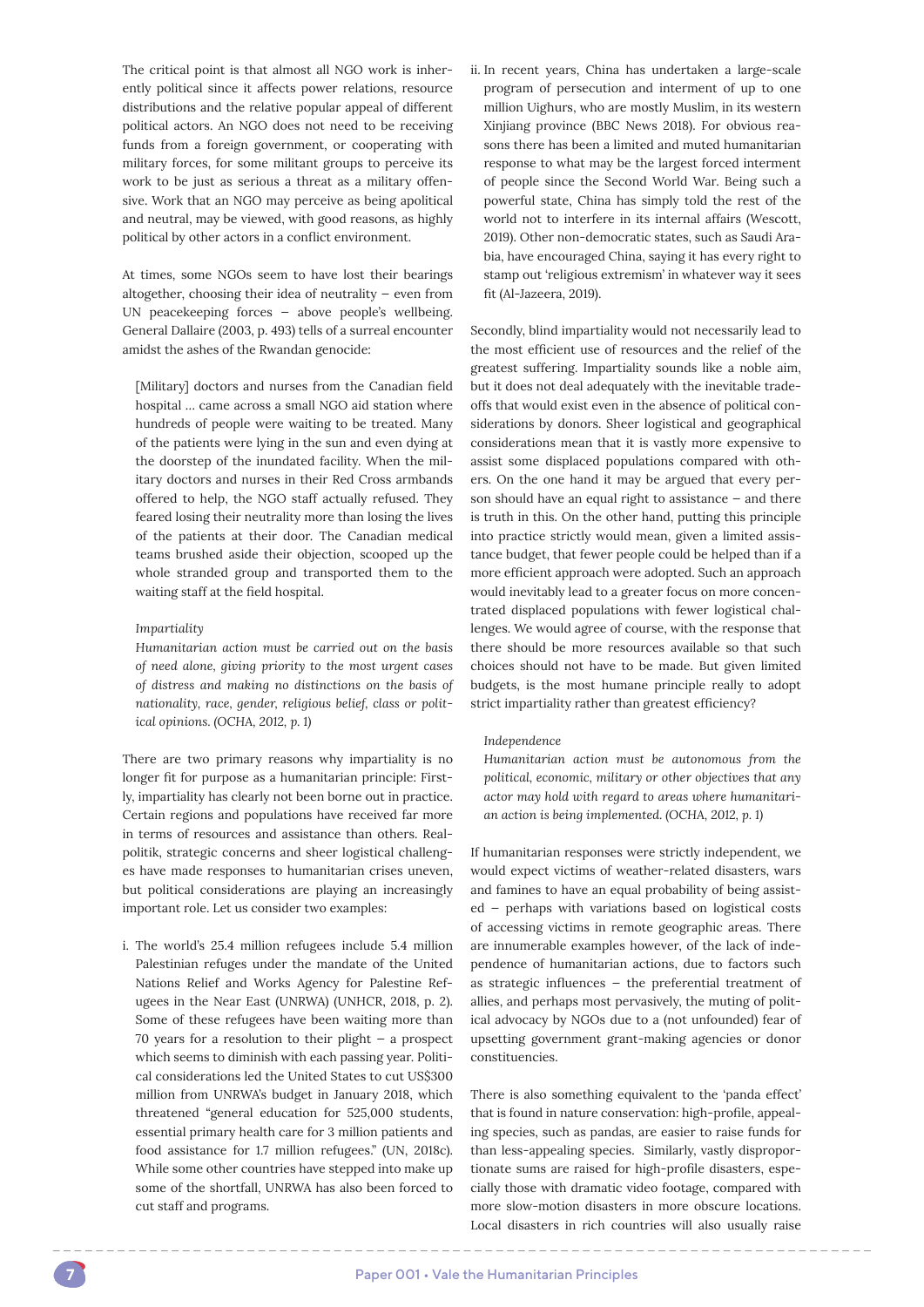The critical point is that almost all NGO work is inherently political since it affects power relations, resource distributions and the relative popular appeal of different political actors. An NGO does not need to be receiving funds from a foreign government, or cooperating with military forces, for some militant groups to perceive its work to be just as serious a threat as a military offensive. Work that an NGO may perceive as being apolitical and neutral, may be viewed, with good reasons, as highly political by other actors in a conflict environment.

At times, some NGOs seem to have lost their bearings altogether, choosing their idea of neutrality – even from UN peacekeeping forces – above people's wellbeing. General Dallaire (2003, p. 493) tells of a surreal encounter amidst the ashes of the Rwandan genocide:

> [Military] doctors and nurses from the Canadian field hospital … came across a small NGO aid station where hundreds of people were waiting to be treated. Many of the patients were lying in the sun and even dying at the doorstep of the inundated facility. When the military doctors and nurses in their Red Cross armbands offered to help, the NGO staff actually refused. They feared losing their neutrality more than losing the lives of the patients at their door. The Canadian medical teams brushed aside their objection, scooped up the whole stranded group and transported them to the waiting staff at the field hospital.

> *Impartiality*
> *Humanitarian action must be carried out on the basis of need alone, giving priority to the most urgent cases of distress and making no distinctions on the basis of nationality, race, gender, religious belief, class or political opinions. (OCHA, 2012, p. 1)*

There are two primary reasons why impartiality is no longer fit for purpose as a humanitarian principle: Firstly, impartiality has clearly not been borne out in practice. Certain regions and populations have received far more in terms of resources and assistance than others. Realpolitik, strategic concerns and sheer logistical challenges have made responses to humanitarian crises uneven, but political considerations are playing an increasingly important role. Let us consider two examples:

i. The world's 25.4 million refugees include 5.4 million Palestinian refuges under the mandate of the United Nations Relief and Works Agency for Palestine Refugees in the Near East (UNRWA) (UNHCR, 2018, p. 2). Some of these refugees have been waiting more than 70 years for a resolution to their plight – a prospect which seems to diminish with each passing year. Political considerations led the United States to cut US$300 million from UNRWA's budget in January 2018, which threatened "general education for 525,000 students, essential primary health care for 3 million patients and food assistance for 1.7 million refugees." (UN, 2018c). While some other countries have stepped into make up some of the shortfall, UNRWA has also been forced to cut staff and programs.

ii. In recent years, China has undertaken a large-scale program of persecution and interment of up to one million Uighurs, who are mostly Muslim, in its western Xinjiang province (BBC News 2018). For obvious reasons there has been a limited and muted humanitarian response to what may be the largest forced interment of people since the Second World War. Being such a powerful state, China has simply told the rest of the world not to interfere in its internal affairs (Wescott, 2019). Other non-democratic states, such as Saudi Arabia, have encouraged China, saying it has every right to stamp out 'religious extremism' in whatever way it sees fit (Al-Jazeera, 2019).

Secondly, blind impartiality would not necessarily lead to the most efficient use of resources and the relief of the greatest suffering. Impartiality sounds like a noble aim, but it does not deal adequately with the inevitable tradeoffs that would exist even in the absence of political considerations by donors. Sheer logistical and geographical considerations mean that it is vastly more expensive to assist some displaced populations compared with others. On the one hand it may be argued that every person should have an equal right to assistance – and there is truth in this. On the other hand, putting this principle into practice strictly would mean, given a limited assistance budget, that fewer people could be helped than if a more efficient approach were adopted. Such an approach would inevitably lead to a greater focus on more concentrated displaced populations with fewer logistical challenges. We would agree of course, with the response that there should be more resources available so that such choices should not have to be made. But given limited budgets, is the most humane principle really to adopt strict impartiality rather than greatest efficiency?

> *Independence*
> *Humanitarian action must be autonomous from the political, economic, military or other objectives that any actor may hold with regard to areas where humanitarian action is being implemented. (OCHA, 2012, p. 1)*

If humanitarian responses were strictly independent, we would expect victims of weather-related disasters, wars and famines to have an equal probability of being assisted – perhaps with variations based on logistical costs of accessing victims in remote geographic areas. There are innumerable examples however, of the lack of independence of humanitarian actions, due to factors such as strategic influences – the preferential treatment of allies, and perhaps most pervasively, the muting of political advocacy by NGOs due to a (not unfounded) fear of upsetting government grant-making agencies or donor constituencies.

There is also something equivalent to the 'panda effect' that is found in nature conservation: high-profile, appealing species, such as pandas, are easier to raise funds for than less-appealing species. Similarly, vastly disproportionate sums are raised for high-profile disasters, especially those with dramatic video footage, compared with more slow-motion disasters in more obscure locations. Local disasters in rich countries will also usually raise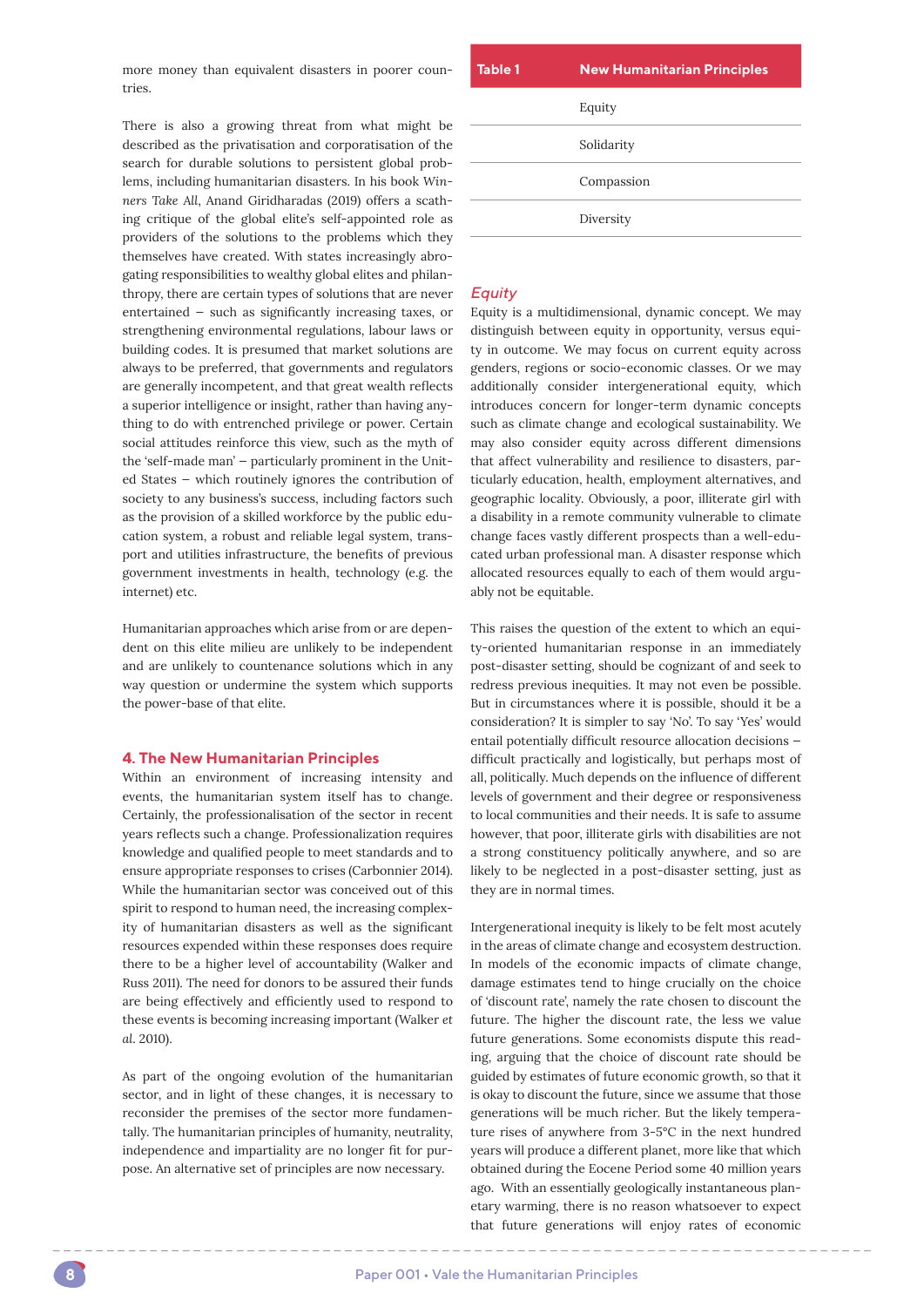more money than equivalent disasters in poorer countries.

There is also a growing threat from what might be described as the privatisation and corporatisation of the search for durable solutions to persistent global problems, including humanitarian disasters. In his book *Winners Take All*, Anand Giridharadas (2019) offers a scathing critique of the global elite's self-appointed role as providers of the solutions to the problems which they themselves have created. With states increasingly abrogating responsibilities to wealthy global elites and philanthropy, there are certain types of solutions that are never entertained – such as significantly increasing taxes, or strengthening environmental regulations, labour laws or building codes. It is presumed that market solutions are always to be preferred, that governments and regulators are generally incompetent, and that great wealth reflects a superior intelligence or insight, rather than having anything to do with entrenched privilege or power. Certain social attitudes reinforce this view, such as the myth of the 'self-made man' – particularly prominent in the United States – which routinely ignores the contribution of society to any business's success, including factors such as the provision of a skilled workforce by the public education system, a robust and reliable legal system, transport and utilities infrastructure, the benefits of previous government investments in health, technology (e.g. the internet) etc.

Humanitarian approaches which arise from or are dependent on this elite milieu are unlikely to be independent and are unlikely to countenance solutions which in any way question or undermine the system which supports the power-base of that elite.

## 4. The New Humanitarian Principles

Within an environment of increasing intensity and events, the humanitarian system itself has to change. Certainly, the professionalisation of the sector in recent years reflects such a change. Professionalization requires knowledge and qualified people to meet standards and to ensure appropriate responses to crises (Carbonnier 2014). While the humanitarian sector was conceived out of this spirit to respond to human need, the increasing complexity of humanitarian disasters as well as the significant resources expended within these responses does require there to be a higher level of accountability (Walker and Russ 2011). The need for donors to be assured their funds are being effectively and efficiently used to respond to these events is becoming increasing important (Walker *et al.* 2010).

As part of the ongoing evolution of the humanitarian sector, and in light of these changes, it is necessary to reconsider the premises of the sector more fundamentally. The humanitarian principles of humanity, neutrality, independence and impartiality are no longer fit for purpose. An alternative set of principles are now necessary.

| Table 1 | New Humanitarian Principles |
|---|---|
| | Equity |
| | Solidarity |
| | Compassion |
| | Diversity |

### *Equity*

Equity is a multidimensional, dynamic concept. We may distinguish between equity in opportunity, versus equity in outcome. We may focus on current equity across genders, regions or socio-economic classes. Or we may additionally consider intergenerational equity, which introduces concern for longer-term dynamic concepts such as climate change and ecological sustainability. We may also consider equity across different dimensions that affect vulnerability and resilience to disasters, particularly education, health, employment alternatives, and geographic locality. Obviously, a poor, illiterate girl with a disability in a remote community vulnerable to climate change faces vastly different prospects than a well-educated urban professional man. A disaster response which allocated resources equally to each of them would arguably not be equitable.

This raises the question of the extent to which an equity-oriented humanitarian response in an immediately post-disaster setting, should be cognizant of and seek to redress previous inequities. It may not even be possible. But in circumstances where it is possible, should it be a consideration? It is simpler to say 'No'. To say 'Yes' would entail potentially difficult resource allocation decisions – difficult practically and logistically, but perhaps most of all, politically. Much depends on the influence of different levels of government and their degree or responsiveness to local communities and their needs. It is safe to assume however, that poor, illiterate girls with disabilities are not a strong constituency politically anywhere, and so are likely to be neglected in a post-disaster setting, just as they are in normal times.

Intergenerational inequity is likely to be felt most acutely in the areas of climate change and ecosystem destruction. In models of the economic impacts of climate change, damage estimates tend to hinge crucially on the choice of 'discount rate', namely the rate chosen to discount the future. The higher the discount rate, the less we value future generations. Some economists dispute this reading, arguing that the choice of discount rate should be guided by estimates of future economic growth, so that it is okay to discount the future, since we assume that those generations will be much richer. But the likely temperature rises of anywhere from 3-5°C in the next hundred years will produce a different planet, more like that which obtained during the Eocene Period some 40 million years ago. With an essentially geologically instantaneous planetary warming, there is no reason whatsoever to expect that future generations will enjoy rates of economic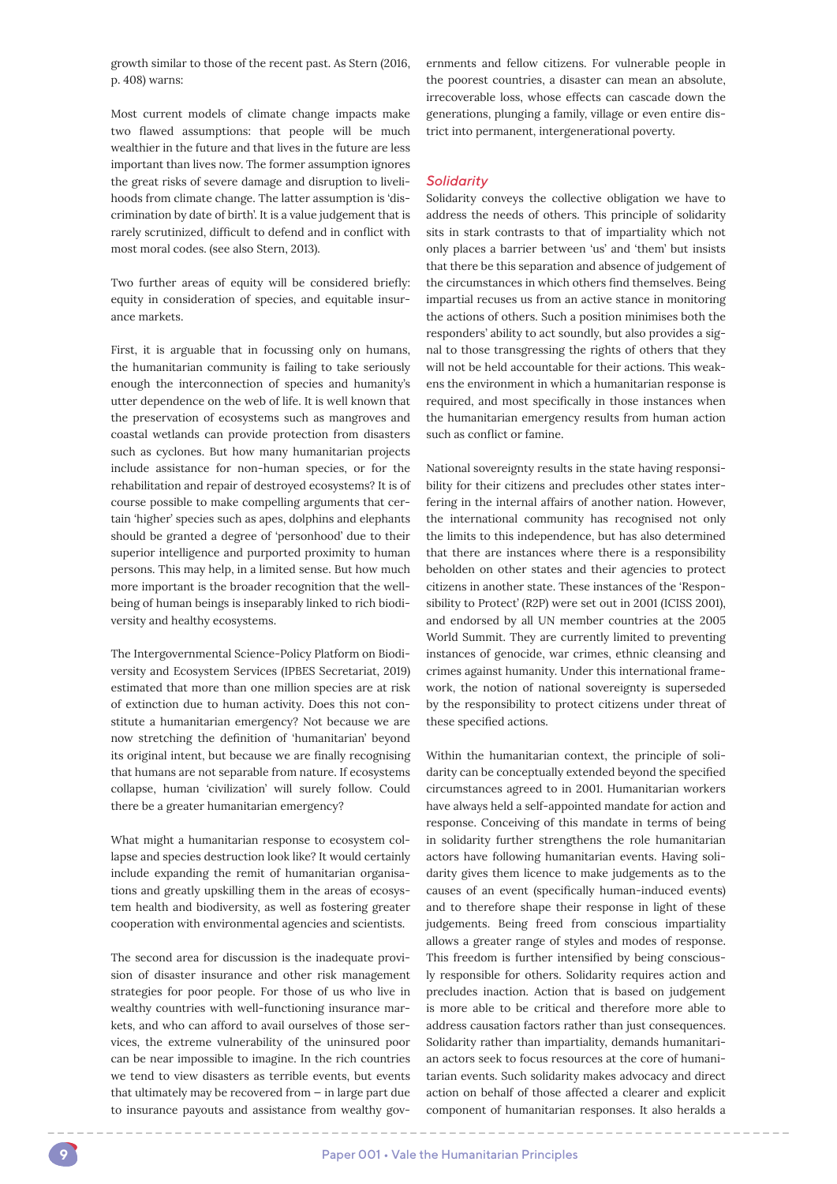growth similar to those of the recent past. As Stern (2016, p. 408) warns:

> Most current models of climate change impacts make two flawed assumptions: that people will be much wealthier in the future and that lives in the future are less important than lives now. The former assumption ignores the great risks of severe damage and disruption to livelihoods from climate change. The latter assumption is 'discrimination by date of birth'. It is a value judgement that is rarely scrutinized, difficult to defend and in conflict with most moral codes. (see also Stern, 2013).

Two further areas of equity will be considered briefly: equity in consideration of species, and equitable insurance markets.

First, it is arguable that in focussing only on humans, the humanitarian community is failing to take seriously enough the interconnection of species and humanity's utter dependence on the web of life. It is well known that the preservation of ecosystems such as mangroves and coastal wetlands can provide protection from disasters such as cyclones. But how many humanitarian projects include assistance for non-human species, or for the rehabilitation and repair of destroyed ecosystems? It is of course possible to make compelling arguments that certain 'higher' species such as apes, dolphins and elephants should be granted a degree of 'personhood' due to their superior intelligence and purported proximity to human persons. This may help, in a limited sense. But how much more important is the broader recognition that the well-being of human beings is inseparably linked to rich biodiversity and healthy ecosystems.

The Intergovernmental Science-Policy Platform on Biodiversity and Ecosystem Services (IPBES Secretariat, 2019) estimated that more than one million species are at risk of extinction due to human activity. Does this not constitute a humanitarian emergency? Not because we are now stretching the definition of 'humanitarian' beyond its original intent, but because we are finally recognising that humans are not separable from nature. If ecosystems collapse, human 'civilization' will surely follow. Could there be a greater humanitarian emergency?

What might a humanitarian response to ecosystem collapse and species destruction look like? It would certainly include expanding the remit of humanitarian organisations and greatly upskilling them in the areas of ecosystem health and biodiversity, as well as fostering greater cooperation with environmental agencies and scientists.

The second area for discussion is the inadequate provision of disaster insurance and other risk management strategies for poor people. For those of us who live in wealthy countries with well-functioning insurance markets, and who can afford to avail ourselves of those services, the extreme vulnerability of the uninsured poor can be near impossible to imagine. In the rich countries we tend to view disasters as terrible events, but events that ultimately may be recovered from – in large part due to insurance payouts and assistance from wealthy governments and fellow citizens. For vulnerable people in the poorest countries, a disaster can mean an absolute, irrecoverable loss, whose effects can cascade down the generations, plunging a family, village or even entire district into permanent, intergenerational poverty.

### *Solidarity*

Solidarity conveys the collective obligation we have to address the needs of others. This principle of solidarity sits in stark contrasts to that of impartiality which not only places a barrier between 'us' and 'them' but insists that there be this separation and absence of judgement of the circumstances in which others find themselves. Being impartial recuses us from an active stance in monitoring the actions of others. Such a position minimises both the responders' ability to act soundly, but also provides a signal to those transgressing the rights of others that they will not be held accountable for their actions. This weakens the environment in which a humanitarian response is required, and most specifically in those instances when the humanitarian emergency results from human action such as conflict or famine.

National sovereignty results in the state having responsibility for their citizens and precludes other states interfering in the internal affairs of another nation. However, the international community has recognised not only the limits to this independence, but has also determined that there are instances where there is a responsibility beholden on other states and their agencies to protect citizens in another state. These instances of the 'Responsibility to Protect' (R2P) were set out in 2001 (ICISS 2001), and endorsed by all UN member countries at the 2005 World Summit. They are currently limited to preventing instances of genocide, war crimes, ethnic cleansing and crimes against humanity. Under this international framework, the notion of national sovereignty is superseded by the responsibility to protect citizens under threat of these specified actions.

Within the humanitarian context, the principle of solidarity can be conceptually extended beyond the specified circumstances agreed to in 2001. Humanitarian workers have always held a self-appointed mandate for action and response. Conceiving of this mandate in terms of being in solidarity further strengthens the role humanitarian actors have following humanitarian events. Having solidarity gives them licence to make judgements as to the causes of an event (specifically human-induced events) and to therefore shape their response in light of these judgements. Being freed from conscious impartiality allows a greater range of styles and modes of response. This freedom is further intensified by being consciously responsible for others. Solidarity requires action and precludes inaction. Action that is based on judgement is more able to be critical and therefore more able to address causation factors rather than just consequences. Solidarity rather than impartiality, demands humanitarian actors seek to focus resources at the core of humanitarian events. Such solidarity makes advocacy and direct action on behalf of those affected a clearer and explicit component of humanitarian responses. It also heralds a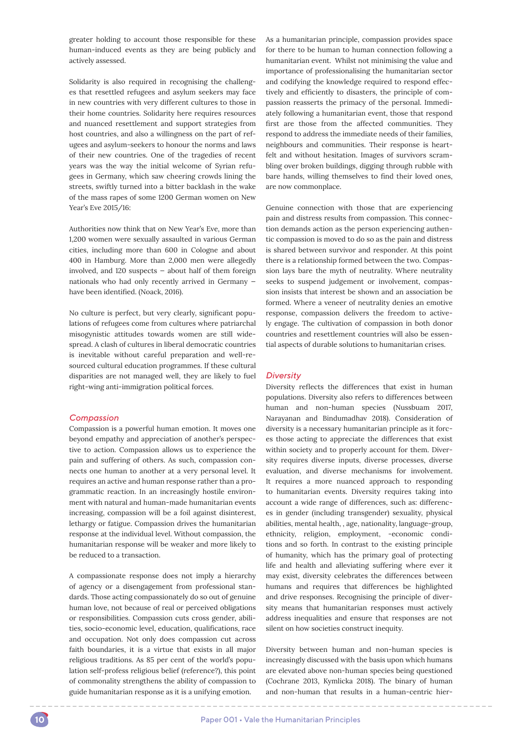greater holding to account those responsible for these human-induced events as they are being publicly and actively assessed.

Solidarity is also required in recognising the challenges that resettled refugees and asylum seekers may face in new countries with very different cultures to those in their home countries. Solidarity here requires resources and nuanced resettlement and support strategies from host countries, and also a willingness on the part of refugees and asylum-seekers to honour the norms and laws of their new countries. One of the tragedies of recent years was the way the initial welcome of Syrian refugees in Germany, which saw cheering crowds lining the streets, swiftly turned into a bitter backlash in the wake of the mass rapes of some 1200 German women on New Year's Eve 2015/16:

Authorities now think that on New Year's Eve, more than 1,200 women were sexually assaulted in various German cities, including more than 600 in Cologne and about 400 in Hamburg. More than 2,000 men were allegedly involved, and 120 suspects — about half of them foreign nationals who had only recently arrived in Germany — have been identified. (Noack, 2016).

No culture is perfect, but very clearly, significant populations of refugees come from cultures where patriarchal misogynistic attitudes towards women are still widespread. A clash of cultures in liberal democratic countries is inevitable without careful preparation and well-resourced cultural education programmes. If these cultural disparities are not managed well, they are likely to fuel right-wing anti-immigration political forces.

### *Compassion*

Compassion is a powerful human emotion. It moves one beyond empathy and appreciation of another's perspective to action. Compassion allows us to experience the pain and suffering of others. As such, compassion connects one human to another at a very personal level. It requires an active and human response rather than a programmatic reaction. In an increasingly hostile environment with natural and human-made humanitarian events increasing, compassion will be a foil against disinterest, lethargy or fatigue. Compassion drives the humanitarian response at the individual level. Without compassion, the humanitarian response will be weaker and more likely to be reduced to a transaction.

A compassionate response does not imply a hierarchy of agency or a disengagement from professional standards. Those acting compassionately do so out of genuine human love, not because of real or perceived obligations or responsibilities. Compassion cuts cross gender, abilities, socio-economic level, education, qualifications, race and occupation. Not only does compassion cut across faith boundaries, it is a virtue that exists in all major religious traditions. As 85 per cent of the world's population self-profess religious belief (reference?), this point of commonality strengthens the ability of compassion to guide humanitarian response as it is a unifying emotion.

As a humanitarian principle, compassion provides space for there to be human to human connection following a humanitarian event. Whilst not minimising the value and importance of professionalising the humanitarian sector and codifying the knowledge required to respond effectively and efficiently to disasters, the principle of compassion reasserts the primacy of the personal. Immediately following a humanitarian event, those that respond first are those from the affected communities. They respond to address the immediate needs of their families, neighbours and communities. Their response is heartfelt and without hesitation. Images of survivors scrambling over broken buildings, digging through rubble with bare hands, willing themselves to find their loved ones, are now commonplace.

Genuine connection with those that are experiencing pain and distress results from compassion. This connection demands action as the person experiencing authentic compassion is moved to do so as the pain and distress is shared between survivor and responder. At this point there is a relationship formed between the two. Compassion lays bare the myth of neutrality. Where neutrality seeks to suspend judgement or involvement, compassion insists that interest be shown and an association be formed. Where a veneer of neutrality denies an emotive response, compassion delivers the freedom to actively engage. The cultivation of compassion in both donor countries and resettlement countries will also be essential aspects of durable solutions to humanitarian crises.

### *Diversity*

Diversity reflects the differences that exist in human populations. Diversity also refers to differences between human and non-human species (Nussbuam 2017, Narayanan and Bindumadhav 2018). Consideration of diversity is a necessary humanitarian principle as it forces those acting to appreciate the differences that exist within society and to properly account for them. Diversity requires diverse inputs, diverse processes, diverse evaluation, and diverse mechanisms for involvement. It requires a more nuanced approach to responding to humanitarian events. Diversity requires taking into account a wide range of differences, such as: differences in gender (including transgender) sexuality, physical abilities, mental health, , age, nationality, language-group, ethnicity, religion, employment, -economic conditions and so forth. In contrast to the existing principle of humanity, which has the primary goal of protecting life and health and alleviating suffering where ever it may exist, diversity celebrates the differences between humans and requires that differences be highlighted and drive responses. Recognising the principle of diversity means that humanitarian responses must actively address inequalities and ensure that responses are not silent on how societies construct inequity.

Diversity between human and non-human species is increasingly discussed with the basis upon which humans are elevated above non-human species being questioned (Cochrane 2013, Kymlicka 2018). The binary of human and non-human that results in a human-centric hier-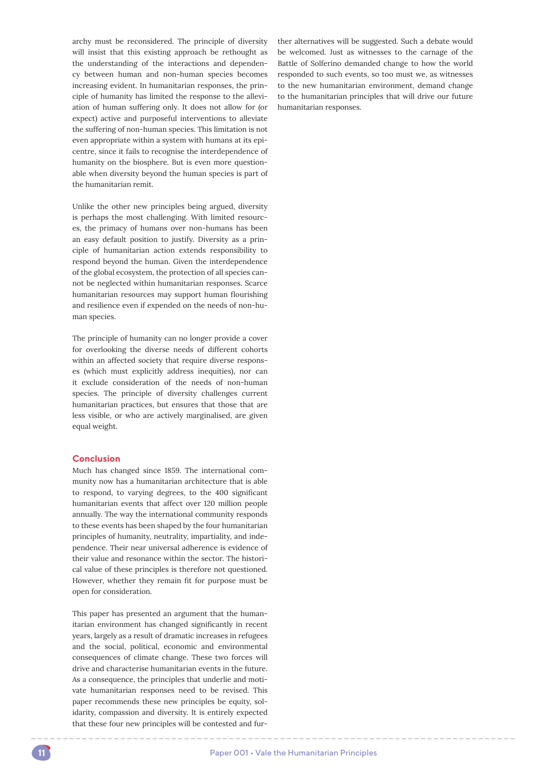archy must be reconsidered. The principle of diversity will insist that this existing approach be rethought as the understanding of the interactions and dependency between human and non-human species becomes increasing evident. In humanitarian responses, the principle of humanity has limited the response to the alleviation of human suffering only. It does not allow for (or expect) active and purposeful interventions to alleviate the suffering of non-human species. This limitation is not even appropriate within a system with humans at its epicentre, since it fails to recognise the interdependence of humanity on the biosphere. But is even more questionable when diversity beyond the human species is part of the humanitarian remit.

Unlike the other new principles being argued, diversity is perhaps the most challenging. With limited resources, the primacy of humans over non-humans has been an easy default position to justify. Diversity as a principle of humanitarian action extends responsibility to respond beyond the human. Given the interdependence of the global ecosystem, the protection of all species cannot be neglected within humanitarian responses. Scarce humanitarian resources may support human flourishing and resilience even if expended on the needs of non-human species.

The principle of humanity can no longer provide a cover for overlooking the diverse needs of different cohorts within an affected society that require diverse responses (which must explicitly address inequities), nor can it exclude consideration of the needs of non-human species. The principle of diversity challenges current humanitarian practices, but ensures that those that are less visible, or who are actively marginalised, are given equal weight.

## Conclusion

Much has changed since 1859. The international community now has a humanitarian architecture that is able to respond, to varying degrees, to the 400 significant humanitarian events that affect over 120 million people annually. The way the international community responds to these events has been shaped by the four humanitarian principles of humanity, neutrality, impartiality, and independence. Their near universal adherence is evidence of their value and resonance within the sector. The historical value of these principles is therefore not questioned. However, whether they remain fit for purpose must be open for consideration.

This paper has presented an argument that the humanitarian environment has changed significantly in recent years, largely as a result of dramatic increases in refugees and the social, political, economic and environmental consequences of climate change. These two forces will drive and characterise humanitarian events in the future. As a consequence, the principles that underlie and motivate humanitarian responses need to be revised. This paper recommends these new principles be equity, solidarity, compassion and diversity. It is entirely expected that these four new principles will be contested and further alternatives will be suggested. Such a debate would be welcomed. Just as witnesses to the carnage of the Battle of Solferino demanded change to how the world responded to such events, so too must we, as witnesses to the new humanitarian environment, demand change to the humanitarian principles that will drive our future humanitarian responses.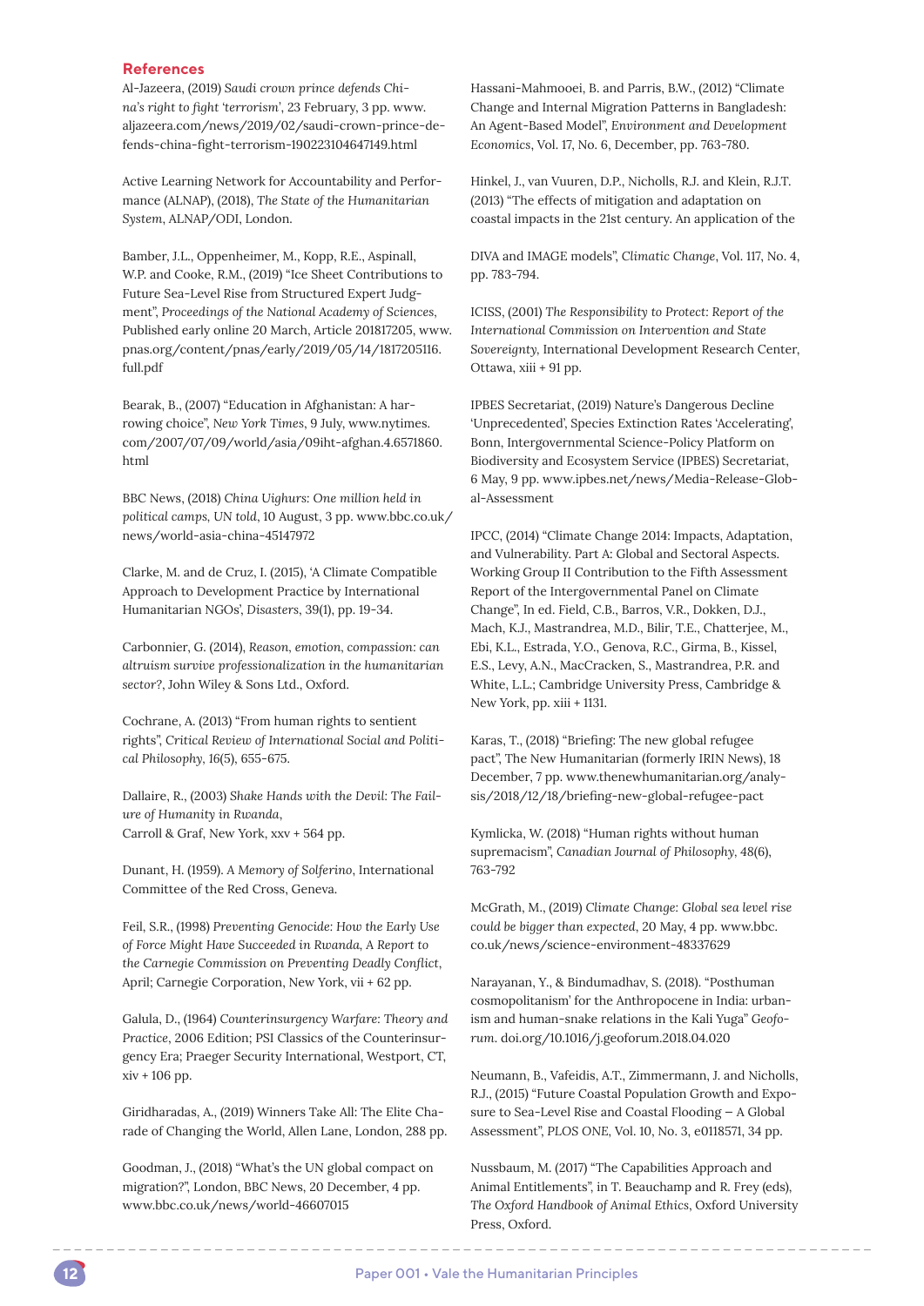## References

Al-Jazeera, (2019) *Saudi crown prince defends China's right to fight 'terrorism'*, 23 February, 3 pp. www.aljazeera.com/news/2019/02/saudi-crown-prince-defends-china-fight-terrorism-190223104647149.html

Active Learning Network for Accountability and Performance (ALNAP), (2018), *The State of the Humanitarian System*, ALNAP/ODI, London.

Bamber, J.L., Oppenheimer, M., Kopp, R.E., Aspinall, W.P. and Cooke, R.M., (2019) "Ice Sheet Contributions to Future Sea-Level Rise from Structured Expert Judgment", *Proceedings of the National Academy of Sciences*, Published early online 20 March, Article 201817205, www.pnas.org/content/pnas/early/2019/05/14/1817205116.full.pdf

Bearak, B., (2007) "Education in Afghanistan: A harrowing choice", *New York Times*, 9 July, www.nytimes.com/2007/07/09/world/asia/09iht-afghan.4.6571860.html

BBC News, (2018) *China Uighurs: One million held in political camps, UN told*, 10 August, 3 pp. www.bbc.co.uk/news/world-asia-china-45147972

Clarke, M. and de Cruz, I. (2015), 'A Climate Compatible Approach to Development Practice by International Humanitarian NGOs', *Disasters*, 39(1), pp. 19-34.

Carbonnier, G. (2014), *Reason, emotion, compassion: can altruism survive professionalization in the humanitarian sector?*, John Wiley & Sons Ltd., Oxford.

Cochrane, A. (2013) "From human rights to sentient rights", *Critical Review of International Social and Political Philosophy*, 16(5), 655-675.

Dallaire, R., (2003) *Shake Hands with the Devil: The Failure of Humanity in Rwanda*,
Carroll & Graf, New York, xxv + 564 pp.

Dunant, H. (1959). *A Memory of Solferino*, International Committee of the Red Cross, Geneva.

Feil, S.R., (1998) *Preventing Genocide: How the Early Use of Force Might Have Succeeded in Rwanda, A Report to the Carnegie Commission on Preventing Deadly Conflict*, April; Carnegie Corporation, New York, vii + 62 pp.

Galula, D., (1964) *Counterinsurgency Warfare: Theory and Practice*, 2006 Edition; PSI Classics of the Counterinsurgency Era; Praeger Security International, Westport, CT, xiv + 106 pp.

Giridharadas, A., (2019) Winners Take All: The Elite Charade of Changing the World, Allen Lane, London, 288 pp.

Goodman, J., (2018) "What's the UN global compact on migration?", London, BBC News, 20 December, 4 pp. www.bbc.co.uk/news/world-46607015

Hassani-Mahmooei, B. and Parris, B.W., (2012) "Climate Change and Internal Migration Patterns in Bangladesh: An Agent-Based Model", *Environment and Development Economics*, Vol. 17, No. 6, December, pp. 763-780.

Hinkel, J., van Vuuren, D.P., Nicholls, R.J. and Klein, R.J.T. (2013) "The effects of mitigation and adaptation on coastal impacts in the 21st century. An application of the DIVA and IMAGE models", *Climatic Change*, Vol. 117, No. 4, pp. 783-794.

ICISS, (2001) *The Responsibility to Protect: Report of the International Commission on Intervention and State Sovereignty*, International Development Research Center, Ottawa, xiii + 91 pp.

IPBES Secretariat, (2019) Nature's Dangerous Decline 'Unprecedented', Species Extinction Rates 'Accelerating', Bonn, Intergovernmental Science-Policy Platform on Biodiversity and Ecosystem Service (IPBES) Secretariat, 6 May, 9 pp. www.ipbes.net/news/Media-Release-Global-Assessment

IPCC, (2014) "Climate Change 2014: Impacts, Adaptation, and Vulnerability. Part A: Global and Sectoral Aspects. Working Group II Contribution to the Fifth Assessment Report of the Intergovernmental Panel on Climate Change", In ed. Field, C.B., Barros, V.R., Dokken, D.J., Mach, K.J., Mastrandrea, M.D., Bilir, T.E., Chatterjee, M., Ebi, K.L., Estrada, Y.O., Genova, R.C., Girma, B., Kissel, E.S., Levy, A.N., MacCracken, S., Mastrandrea, P.R. and White, L.L.; Cambridge University Press, Cambridge & New York, pp. xiii + 1131.

Karas, T., (2018) "Briefing: The new global refugee pact", The New Humanitarian (formerly IRIN News), 18 December, 7 pp. www.thenewhumanitarian.org/analysis/2018/12/18/briefing-new-global-refugee-pact

Kymlicka, W. (2018) "Human rights without human supremacism", *Canadian Journal of Philosophy*, 48(6), 763-792

McGrath, M., (2019) *Climate Change: Global sea level rise could be bigger than expected*, 20 May, 4 pp. www.bbc.co.uk/news/science-environment-48337629

Narayanan, Y., & Bindumadhav, S. (2018). "Posthuman cosmopolitanism' for the Anthropocene in India: urbanism and human-snake relations in the Kali Yuga" *Geoforum*. doi.org/10.1016/j.geoforum.2018.04.020

Neumann, B., Vafeidis, A.T., Zimmermann, J. and Nicholls, R.J., (2015) "Future Coastal Population Growth and Exposure to Sea-Level Rise and Coastal Flooding – A Global Assessment", *PLOS ONE*, Vol. 10, No. 3, e0118571, 34 pp.

Nussbaum, M. (2017) "The Capabilities Approach and Animal Entitlements", in T. Beauchamp and R. Frey (eds), *The Oxford Handbook of Animal Ethics*, Oxford University Press, Oxford.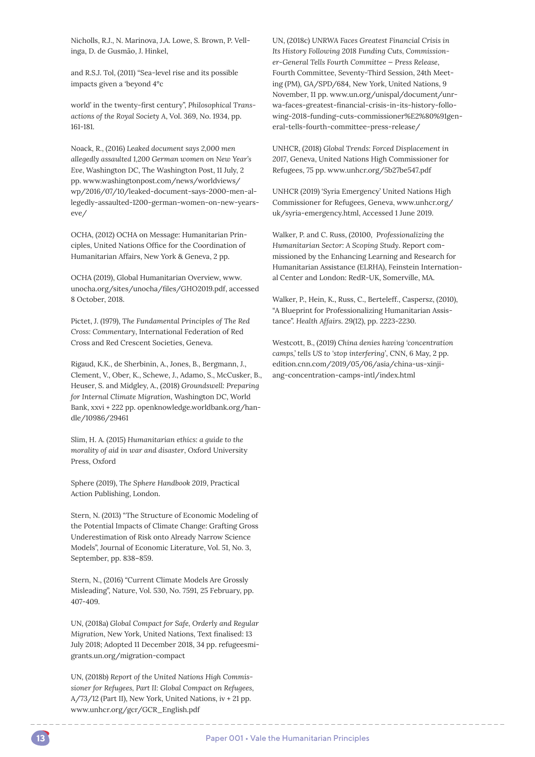Nicholls, R.J., N. Marinova, J.A. Lowe, S. Brown, P. Vellinga, D. de Gusmão, J. Hinkel,

and R.S.J. Tol, (2011) "Sea-level rise and its possible impacts given a 'beyond 4°c

world' in the twenty-first century", *Philosophical Transactions of the Royal Society A*, Vol. 369, No. 1934, pp. 161-181.

Noack, R., (2016) *Leaked document says 2,000 men allegedly assaulted 1,200 German women on New Year's Eve*, Washington DC, The Washington Post, 11 July, 2 pp. www.washingtonpost.com/news/worldviews/wp/2016/07/10/leaked-document-says-2000-men-allegedly-assaulted-1200-german-women-on-new-years-eve/

OCHA, (2012) OCHA on Message: Humanitarian Principles, United Nations Office for the Coordination of Humanitarian Affairs, New York & Geneva, 2 pp.

OCHA (2019), Global Humanitarian Overview, www.unocha.org/sites/unocha/files/GHO2019.pdf, accessed 8 October, 2018.

Pictet, J. (1979), *The Fundamental Principles of The Red Cross: Commentary*, International Federation of Red Cross and Red Crescent Societies, Geneva.

Rigaud, K.K., de Sherbinin, A., Jones, B., Bergmann, J., Clement, V., Ober, K., Schewe, J., Adamo, S., McCusker, B., Heuser, S. and Midgley, A., (2018) *Groundswell: Preparing for Internal Climate Migration*, Washington DC, World Bank, xxvi + 222 pp. openknowledge.worldbank.org/handle/10986/29461

Slim, H. A. (2015) *Humanitarian ethics: a guide to the morality of aid in war and disaster*, Oxford University Press, Oxford

Sphere (2019), *The Sphere Handbook 2019*, Practical Action Publishing, London.

Stern, N. (2013) "The Structure of Economic Modeling of the Potential Impacts of Climate Change: Grafting Gross Underestimation of Risk onto Already Narrow Science Models", Journal of Economic Literature, Vol. 51, No. 3, September, pp. 838–859.

Stern, N., (2016) "Current Climate Models Are Grossly Misleading", Nature, Vol. 530, No. 7591, 25 February, pp. 407-409.

UN, (2018a) *Global Compact for Safe, Orderly and Regular Migration*, New York, United Nations, Text finalised: 13 July 2018; Adopted 11 December 2018, 34 pp. refugeesmigrants.un.org/migration-compact

UN, (2018b) *Report of the United Nations High Commissioner for Refugees, Part II: Global Compact on Refugees*, A/73/12 (Part II), New York, United Nations, iv + 21 pp. www.unhcr.org/gcr/GCR_English.pdf

UN, (2018c) *UNRWA Faces Greatest Financial Crisis in Its History Following 2018 Funding Cuts, Commissioner-General Tells Fourth Committee – Press Release*, Fourth Committee, Seventy-Third Session, 24th Meeting (PM), GA/SPD/684, New York, United Nations, 9 November, 11 pp. www.un.org/unispal/document/unrwa-faces-greatest-financial-crisis-in-its-history-following-2018-funding-cuts-commissioner%E2%80%91general-tells-fourth-committee-press-release/

UNHCR, (2018) *Global Trends: Forced Displacement in* 2017, Geneva, United Nations High Commissioner for Refugees, 75 pp. www.unhcr.org/5b27be547.pdf

UNHCR (2019) 'Syria Emergency' United Nations High Commissioner for Refugees, Geneva, www.unhcr.org/uk/syria-emergency.html, Accessed 1 June 2019.

Walker, P. and C. Russ, (20100, *Professionalizing the Humanitarian Sector: A Scoping Study*. Report commissioned by the Enhancing Learning and Research for Humanitarian Assistance (ELRHA), Feinstein International Center and London: RedR-UK, Somerville, MA.

Walker, P., Hein, K., Russ, C., Berteleff., Caspersz, (2010), "A Blueprint for Professionalizing Humanitarian Assistance". *Health Affairs*. 29(12), pp. 2223-2230.

Westcott, B., (2019) *China denies having 'concentration camps,' tells US to 'stop interfering'*, CNN, 6 May, 2 pp. edition.cnn.com/2019/05/06/asia/china-us-xinjiang-concentration-camps-intl/index.html